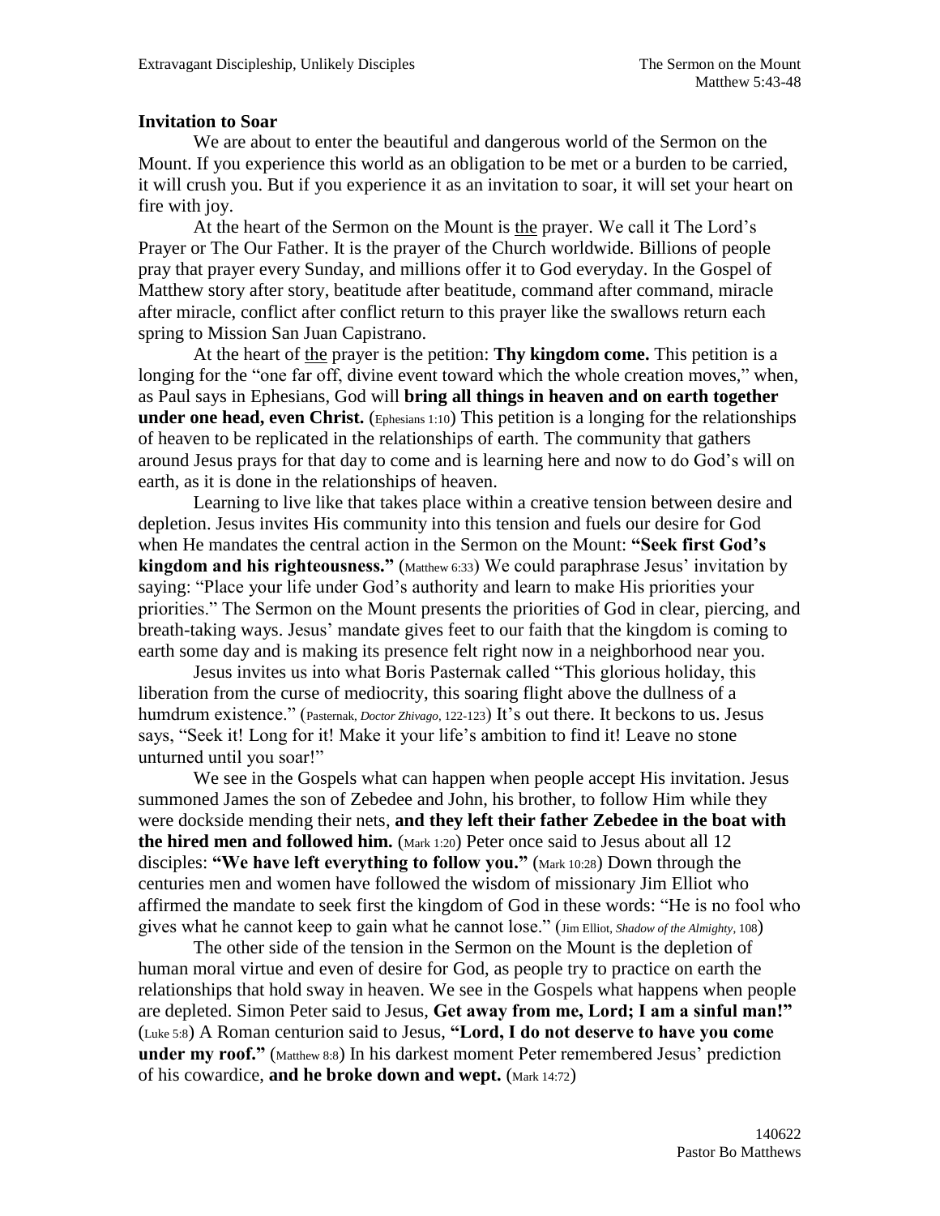## Invitation to Soar

We are about to enter the beautiful and dangerous world of the Sermon on the Mount. If you experience this world as an obligation to be met or a burden to be carried, it will crush you. But if you experience it as an invitation to soar, it will set your heart on fire with joy.

At the heart of the Sermon on the Mount is the prayer. We call it The Lord's Prayer or The Our Father. It is the prayer of the Church worldwide. Billions of people pray that prayer every Sunday, and millions offer it to God everyday. In the Gospel of Matthew story after story, beatitude after beatitude, command after command, miracle after miracle, conflict after conflict return to this prayer like the swallows return each spring to Mission San Juan Capistrano.

At the heart of the prayer is the petition: **Thy kingdom come.** This petition is a longing for the "one far off, divine event toward which the whole creation moves," when, as Paul says in Ephesians, God will **bring all things in heaven and on earth together under one head, even Christ.** (Ephesians 1:10) This petition is a longing for the relationships of heaven to be replicated in the relationships of earth. The community that gathers around Jesus prays for that day to come and is learning here and now to do God's will on earth, as it is done in the relationships of heaven.

Learning to live like that takes place within a creative tension between desire and depletion. Jesus invites His community into this tension and fuels our desire for God when He mandates the central action in the Sermon on the Mount: **"Seek first God's kingdom and his righteousness."** (Matthew 6:33) We could paraphrase Jesus' invitation by saying: "Place your life under God's authority and learn to make His priorities your priorities." The Sermon on the Mount presents the priorities of God in clear, piercing, and breath-taking ways. Jesus' mandate gives feet to our faith that the kingdom is coming to earth some day and is making its presence felt right now in a neighborhood near you.

Jesus invites us into what Boris Pasternak called "This glorious holiday, this liberation from the curse of mediocrity, this soaring flight above the dullness of a humdrum existence." (Pasternak, *Doctor Zhivago*, 122-123) It's out there. It beckons to us. Jesus says, "Seek it! Long for it! Make it your life's ambition to find it! Leave no stone unturned until you soar!"

We see in the Gospels what can happen when people accept His invitation. Jesus summoned James the son of Zebedee and John, his brother, to follow Him while they were dockside mending their nets, **and they left their father Zebedee in the boat with the hired men and followed him.** (Mark 1:20) Peter once said to Jesus about all 12 disciples: **"We have left everything to follow you."** (Mark 10:28) Down through the centuries men and women have followed the wisdom of missionary Jim Elliot who affirmed the mandate to seek first the kingdom of God in these words: "He is no fool who gives what he cannot keep to gain what he cannot lose." (Jim Elliot, *Shadow of the Almighty*, 108)

The other side of the tension in the Sermon on the Mount is the depletion of human moral virtue and even of desire for God, as people try to practice on earth the relationships that hold sway in heaven. We see in the Gospels what happens when people are depleted. Simon Peter said to Jesus, **Get away from me, Lord; I am a sinful man!"** (Luke 5:8) A Roman centurion said to Jesus, **"Lord, I do not deserve to have you come under my roof."** (Matthew 8:8) In his darkest moment Peter remembered Jesus' prediction of his cowardice, **and he broke down and wept.** (Mark 14:72)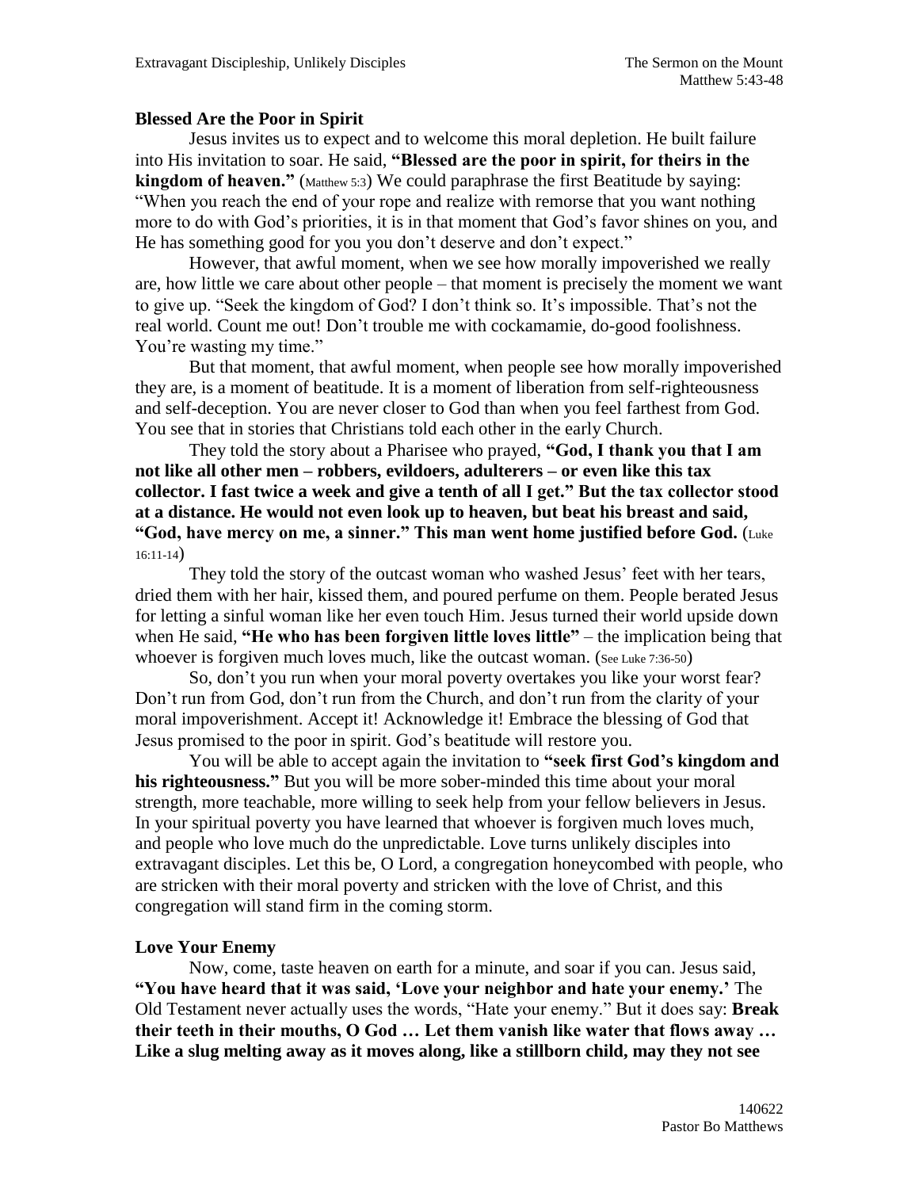## Blessed Are the Poor in Spirit

Jesus invites us to expect and to welcome this moral depletion. He built failure into His invitation to soar. He said, **"Blessed are the poor in spirit, for theirs in the kingdom of heaven."** (Matthew 5:3) We could paraphrase the first Beatitude by saying: "When you reach the end of your rope and realize with remorse that you want nothing more to do with God's priorities, it is in that moment that God's favor shines on you, and He has something good for you you don't deserve and don't expect."

However, that awful moment, when we see how morally impoverished we really are, how little we care about other people – that moment is precisely the moment we want to give up. "Seek the kingdom of God? I don't think so. It's impossible. That's not the real world. Count me out! Don't trouble me with cockamamie, do-good foolishness. You're wasting my time."

But that moment, that awful moment, when people see how morally impoverished they are, is a moment of beatitude. It is a moment of liberation from self-righteousness and self-deception. You are never closer to God than when you feel farthest from God. You see that in stories that Christians told each other in the early Church.

They told the story about a Pharisee who prayed, **"God, I thank you that I am not like all other men – robbers, evildoers, adulterers – or even like this tax collector. I fast twice a week and give a tenth of all I get." But the tax collector stood at a distance. He would not even look up to heaven, but beat his breast and said, "God, have mercy on me, a sinner." This man went home justified before God.** (Luke 16:11-14)

They told the story of the outcast woman who washed Jesus' feet with her tears, dried them with her hair, kissed them, and poured perfume on them. People berated Jesus for letting a sinful woman like her even touch Him. Jesus turned their world upside down when He said, **"He who has been forgiven little loves little"** – the implication being that whoever is forgiven much loves much, like the outcast woman. (See Luke 7:36-50)

So, don't you run when your moral poverty overtakes you like your worst fear? Don't run from God, don't run from the Church, and don't run from the clarity of your moral impoverishment. Accept it! Acknowledge it! Embrace the blessing of God that Jesus promised to the poor in spirit. God's beatitude will restore you.

You will be able to accept again the invitation to **"seek first God's kingdom and his righteousness."** But you will be more sober-minded this time about your moral strength, more teachable, more willing to seek help from your fellow believers in Jesus. In your spiritual poverty you have learned that whoever is forgiven much loves much, and people who love much do the unpredictable. Love turns unlikely disciples into extravagant disciples. Let this be, O Lord, a congregation honeycombed with people, who are stricken with their moral poverty and stricken with the love of Christ, and this congregation will stand firm in the coming storm.

## Love Your Enemy

Now, come, taste heaven on earth for a minute, and soar if you can. Jesus said, **"You have heard that it was said, 'Love your neighbor and hate your enemy.'** The Old Testament never actually uses the words, "Hate your enemy." But it does say: **Break their teeth in their mouths, O God … Let them vanish like water that flows away … Like a slug melting away as it moves along, like a stillborn child, may they not see**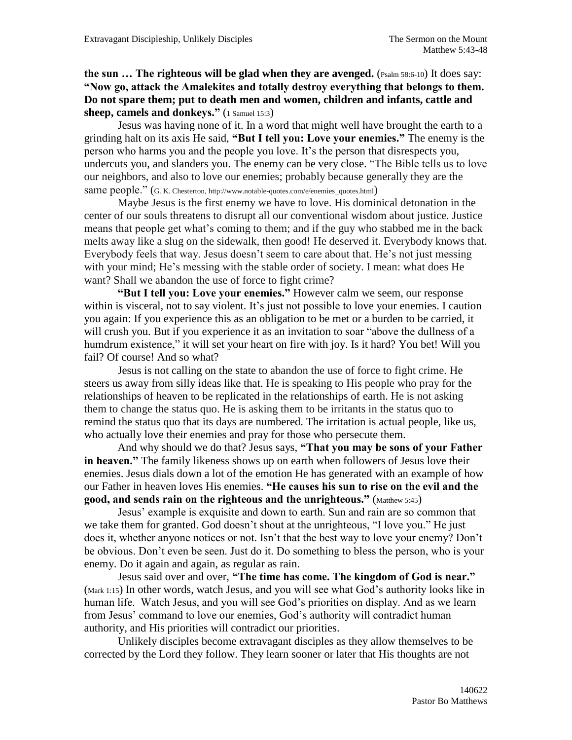**the sun … The righteous will be glad when they are avenged.** (Psalm 58:6-10) It does say: **"Now go, attack the Amalekites and totally destroy everything that belongs to them. Do not spare them; put to death men and women, children and infants, cattle and sheep, camels and donkeys."** (1 Samuel 15:3)

Jesus was having none of it. In a word that might well have brought the earth to a grinding halt on its axis He said, **"But I tell you: Love your enemies."** The enemy is the person who harms you and the people you love. It's the person that disrespects you, undercuts you, and slanders you. The enemy can be very close. "The Bible tells us to love our neighbors, and also to love our enemies; probably because generally they are the same people." (G. K. Chesterton, http://www.notable-quotes.com/e/enemies_quotes.html)

Maybe Jesus is the first enemy we have to love. His dominical detonation in the center of our souls threatens to disrupt all our conventional wisdom about justice. Justice means that people get what's coming to them; and if the guy who stabbed me in the back melts away like a slug on the sidewalk, then good! He deserved it. Everybody knows that. Everybody feels that way. Jesus doesn't seem to care about that. He's not just messing with your mind; He's messing with the stable order of society. I mean: what does He want? Shall we abandon the use of force to fight crime?

**"But I tell you: Love your enemies."** However calm we seem, our response within is visceral, not to say violent. It's just not possible to love your enemies. I caution you again: If you experience this as an obligation to be met or a burden to be carried, it will crush you. But if you experience it as an invitation to soar "above the dullness of a humdrum existence," it will set your heart on fire with joy. Is it hard? You bet! Will you fail? Of course! And so what?

Jesus is not calling on the state to abandon the use of force to fight crime. He steers us away from silly ideas like that. He is speaking to His people who pray for the relationships of heaven to be replicated in the relationships of earth. He is not asking them to change the status quo. He is asking them to be irritants in the status quo to remind the status quo that its days are numbered. The irritation is actual people, like us, who actually love their enemies and pray for those who persecute them.

And why should we do that? Jesus says, **"That you may be sons of your Father in heaven."** The family likeness shows up on earth when followers of Jesus love their enemies. Jesus dials down a lot of the emotion He has generated with an example of how our Father in heaven loves His enemies. **"He causes his sun to rise on the evil and the good, and sends rain on the righteous and the unrighteous."** (Matthew 5:45)

Jesus' example is exquisite and down to earth. Sun and rain are so common that we take them for granted. God doesn't shout at the unrighteous, "I love you." He just does it, whether anyone notices or not. Isn't that the best way to love your enemy? Don't be obvious. Don't even be seen. Just do it. Do something to bless the person, who is your enemy. Do it again and again, as regular as rain.

Jesus said over and over, **"The time has come. The kingdom of God is near."** (Mark 1:15) In other words, watch Jesus, and you will see what God's authority looks like in human life. Watch Jesus, and you will see God's priorities on display. And as we learn from Jesus' command to love our enemies, God's authority will contradict human authority, and His priorities will contradict our priorities.

Unlikely disciples become extravagant disciples as they allow themselves to be corrected by the Lord they follow. They learn sooner or later that His thoughts are not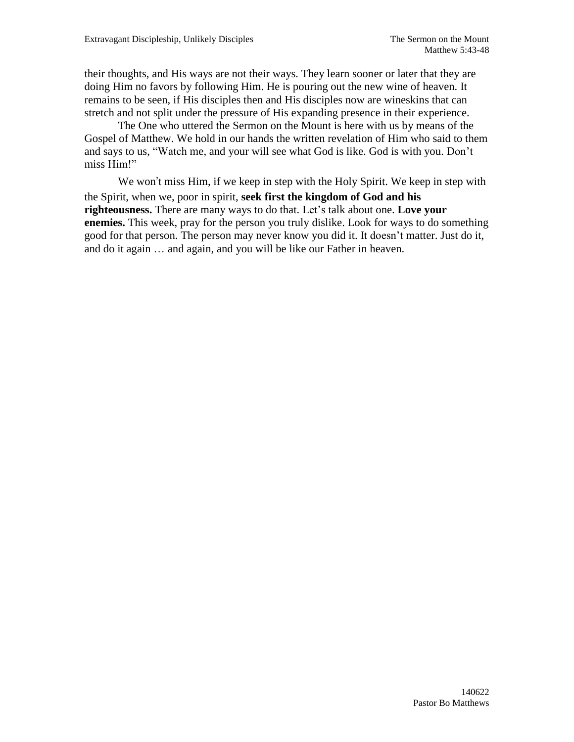their thoughts, and His ways are not their ways. They learn sooner or later that they are doing Him no favors by following Him. He is pouring out the new wine of heaven. It remains to be seen, if His disciples then and His disciples now are wineskins that can stretch and not split under the pressure of His expanding presence in their experience.

The One who uttered the Sermon on the Mount is here with us by means of the Gospel of Matthew. We hold in our hands the written revelation of Him who said to them and says to us, "Watch me, and your will see what God is like. God is with you. Don't miss Him!"

We won't miss Him, if we keep in step with the Holy Spirit. We keep in step with the Spirit, when we, poor in spirit, **seek first the kingdom of God and his righteousness.** There are many ways to do that. Let's talk about one. **Love your enemies.** This week, pray for the person you truly dislike. Look for ways to do something good for that person. The person may never know you did it. It doesn't matter. Just do it, and do it again … and again, and you will be like our Father in heaven.

140622
Pastor Bo Matthews